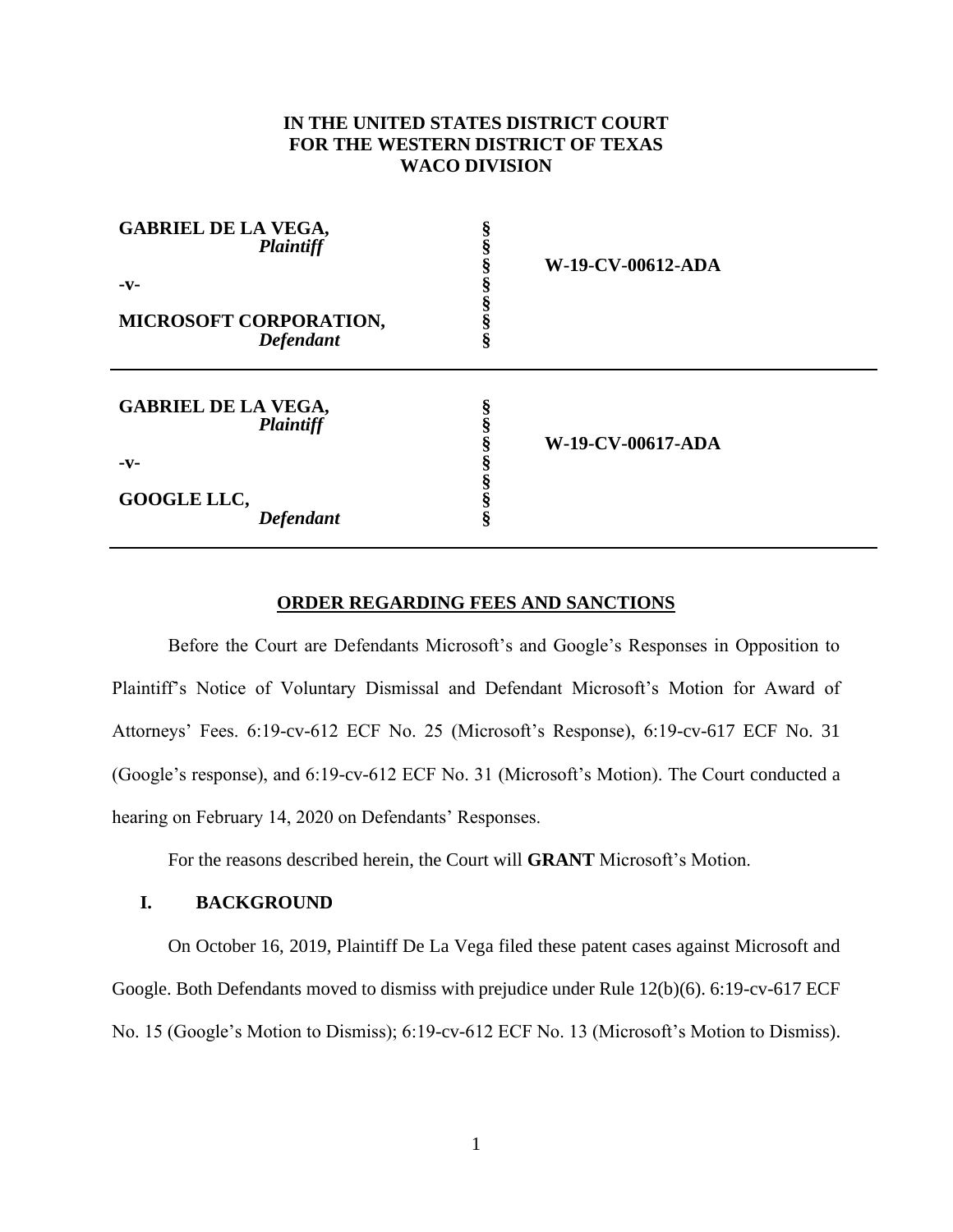**IN THE UNITED STATES DISTRICT COURT**
**FOR THE WESTERN DISTRICT OF TEXAS**
**WACO DIVISION**

| | | |
|---|---|---|
| **GABRIEL DE LA VEGA,** *Plaintiff* | § | |
| | § | **W-19-CV-00612-ADA** |
| **-v-** | § | |
| | § | |
| **MICROSOFT CORPORATION,** *Defendant* | § | |

| | | |
|---|---|---|
| **GABRIEL DE LA VEGA,** *Plaintiff* | § | |
| | § | **W-19-CV-00617-ADA** |
| **-v-** | § | |
| | § | |
| **GOOGLE LLC,** *Defendant* | § | |

**ORDER REGARDING FEES AND SANCTIONS**

Before the Court are Defendants Microsoft's and Google's Responses in Opposition to Plaintiff's Notice of Voluntary Dismissal and Defendant Microsoft's Motion for Award of Attorneys' Fees. 6:19-cv-612 ECF No. 25 (Microsoft's Response), 6:19-cv-617 ECF No. 31 (Google's response), and 6:19-cv-612 ECF No. 31 (Microsoft's Motion). The Court conducted a hearing on February 14, 2020 on Defendants' Responses.

For the reasons described herein, the Court will **GRANT** Microsoft's Motion.

## I. BACKGROUND

On October 16, 2019, Plaintiff De La Vega filed these patent cases against Microsoft and Google. Both Defendants moved to dismiss with prejudice under Rule 12(b)(6). 6:19-cv-617 ECF No. 15 (Google's Motion to Dismiss); 6:19-cv-612 ECF No. 13 (Microsoft's Motion to Dismiss).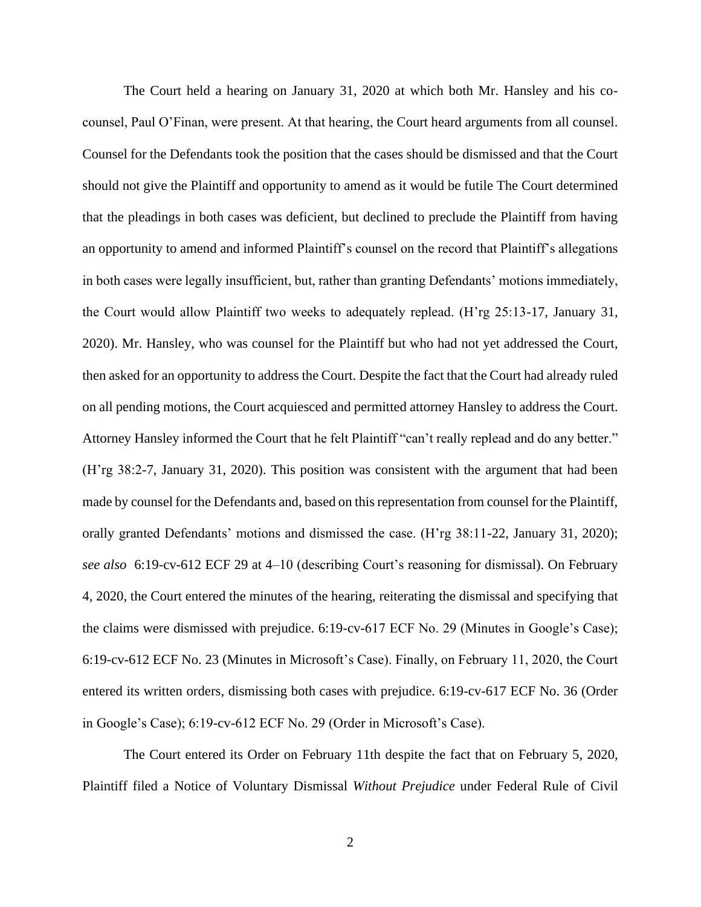The Court held a hearing on January 31, 2020 at which both Mr. Hansley and his co-counsel, Paul O'Finan, were present. At that hearing, the Court heard arguments from all counsel. Counsel for the Defendants took the position that the cases should be dismissed and that the Court should not give the Plaintiff and opportunity to amend as it would be futile The Court determined that the pleadings in both cases was deficient, but declined to preclude the Plaintiff from having an opportunity to amend and informed Plaintiff's counsel on the record that Plaintiff's allegations in both cases were legally insufficient, but, rather than granting Defendants' motions immediately, the Court would allow Plaintiff two weeks to adequately replead. (H'rg 25:13-17, January 31, 2020). Mr. Hansley, who was counsel for the Plaintiff but who had not yet addressed the Court, then asked for an opportunity to address the Court. Despite the fact that the Court had already ruled on all pending motions, the Court acquiesced and permitted attorney Hansley to address the Court. Attorney Hansley informed the Court that he felt Plaintiff "can't really replead and do any better." (H'rg 38:2-7, January 31, 2020). This position was consistent with the argument that had been made by counsel for the Defendants and, based on this representation from counsel for the Plaintiff, orally granted Defendants' motions and dismissed the case. (H'rg 38:11-22, January 31, 2020); *see also* 6:19-cv-612 ECF 29 at 4–10 (describing Court's reasoning for dismissal). On February 4, 2020, the Court entered the minutes of the hearing, reiterating the dismissal and specifying that the claims were dismissed with prejudice. 6:19-cv-617 ECF No. 29 (Minutes in Google's Case); 6:19-cv-612 ECF No. 23 (Minutes in Microsoft's Case). Finally, on February 11, 2020, the Court entered its written orders, dismissing both cases with prejudice. 6:19-cv-617 ECF No. 36 (Order in Google's Case); 6:19-cv-612 ECF No. 29 (Order in Microsoft's Case).

The Court entered its Order on February 11th despite the fact that on February 5, 2020, Plaintiff filed a Notice of Voluntary Dismissal *Without Prejudice* under Federal Rule of Civil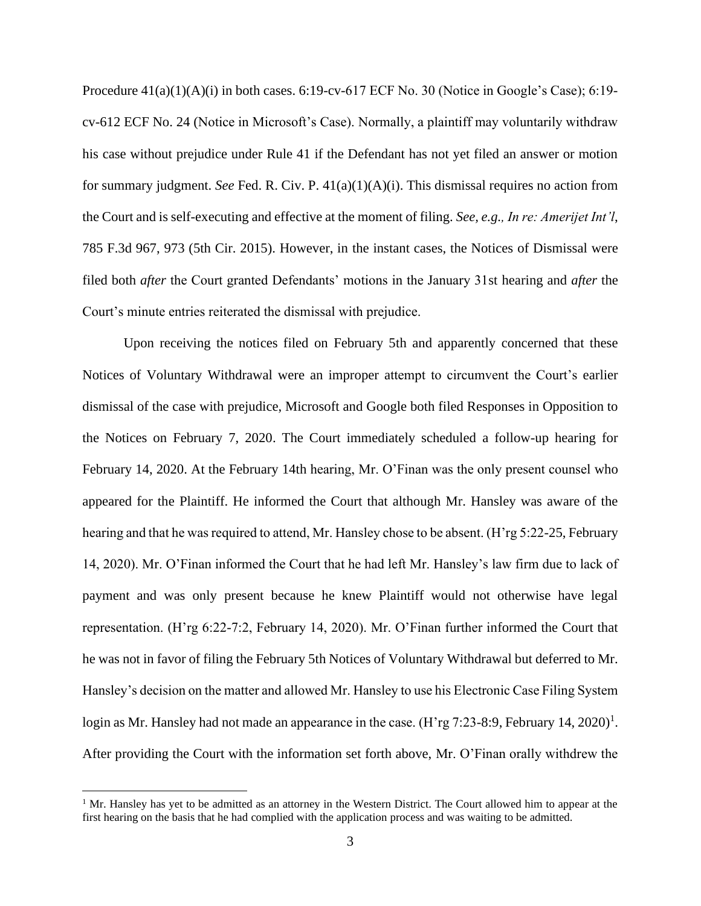Procedure 41(a)(1)(A)(i) in both cases. 6:19-cv-617 ECF No. 30 (Notice in Google's Case); 6:19-cv-612 ECF No. 24 (Notice in Microsoft's Case). Normally, a plaintiff may voluntarily withdraw his case without prejudice under Rule 41 if the Defendant has not yet filed an answer or motion for summary judgment. *See* Fed. R. Civ. P. 41(a)(1)(A)(i). This dismissal requires no action from the Court and is self-executing and effective at the moment of filing. *See, e.g., In re: Amerijet Int'l*, 785 F.3d 967, 973 (5th Cir. 2015). However, in the instant cases, the Notices of Dismissal were filed both *after* the Court granted Defendants' motions in the January 31st hearing and *after* the Court's minute entries reiterated the dismissal with prejudice.

Upon receiving the notices filed on February 5th and apparently concerned that these Notices of Voluntary Withdrawal were an improper attempt to circumvent the Court's earlier dismissal of the case with prejudice, Microsoft and Google both filed Responses in Opposition to the Notices on February 7, 2020. The Court immediately scheduled a follow-up hearing for February 14, 2020. At the February 14th hearing, Mr. O'Finan was the only present counsel who appeared for the Plaintiff. He informed the Court that although Mr. Hansley was aware of the hearing and that he was required to attend, Mr. Hansley chose to be absent. (H'rg 5:22-25, February 14, 2020). Mr. O'Finan informed the Court that he had left Mr. Hansley's law firm due to lack of payment and was only present because he knew Plaintiff would not otherwise have legal representation. (H'rg 6:22-7:2, February 14, 2020). Mr. O'Finan further informed the Court that he was not in favor of filing the February 5th Notices of Voluntary Withdrawal but deferred to Mr. Hansley's decision on the matter and allowed Mr. Hansley to use his Electronic Case Filing System login as Mr. Hansley had not made an appearance in the case. (H'rg 7:23-8:9, February 14, 2020)[1]. After providing the Court with the information set forth above, Mr. O'Finan orally withdrew the

[1] Mr. Hansley has yet to be admitted as an attorney in the Western District. The Court allowed him to appear at the first hearing on the basis that he had complied with the application process and was waiting to be admitted.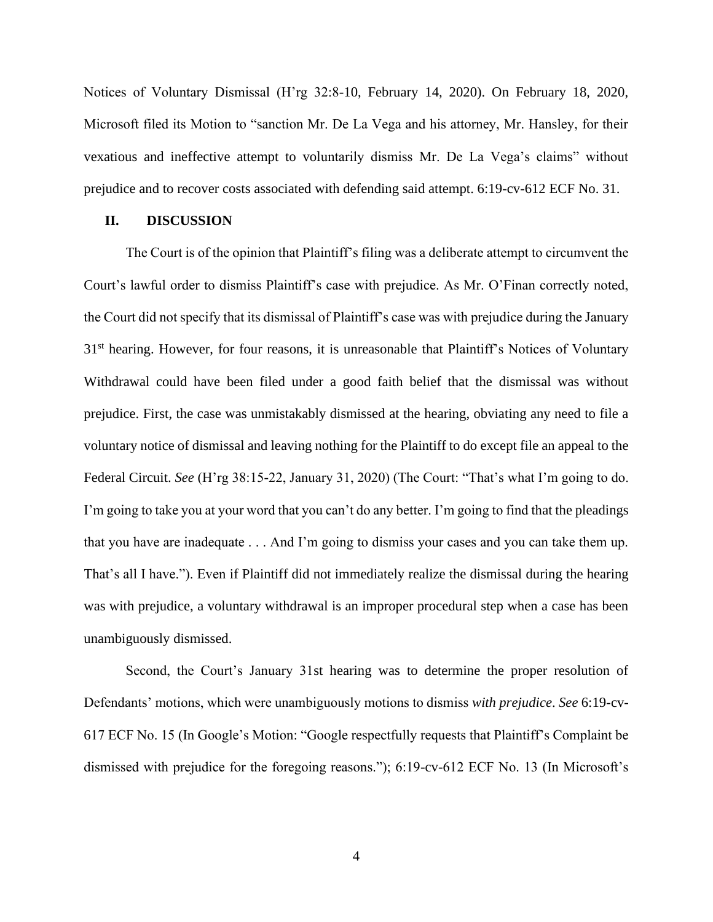Notices of Voluntary Dismissal (H'rg 32:8-10, February 14, 2020). On February 18, 2020, Microsoft filed its Motion to "sanction Mr. De La Vega and his attorney, Mr. Hansley, for their vexatious and ineffective attempt to voluntarily dismiss Mr. De La Vega's claims" without prejudice and to recover costs associated with defending said attempt. 6:19-cv-612 ECF No. 31.

## II. DISCUSSION

The Court is of the opinion that Plaintiff's filing was a deliberate attempt to circumvent the Court's lawful order to dismiss Plaintiff's case with prejudice. As Mr. O'Finan correctly noted, the Court did not specify that its dismissal of Plaintiff's case was with prejudice during the January 31st hearing. However, for four reasons, it is unreasonable that Plaintiff's Notices of Voluntary Withdrawal could have been filed under a good faith belief that the dismissal was without prejudice. First, the case was unmistakably dismissed at the hearing, obviating any need to file a voluntary notice of dismissal and leaving nothing for the Plaintiff to do except file an appeal to the Federal Circuit. *See* (H'rg 38:15-22, January 31, 2020) (The Court: "That's what I'm going to do. I'm going to take you at your word that you can't do any better. I'm going to find that the pleadings that you have are inadequate . . . And I'm going to dismiss your cases and you can take them up. That's all I have."). Even if Plaintiff did not immediately realize the dismissal during the hearing was with prejudice, a voluntary withdrawal is an improper procedural step when a case has been unambiguously dismissed.

Second, the Court's January 31st hearing was to determine the proper resolution of Defendants' motions, which were unambiguously motions to dismiss *with prejudice*. *See* 6:19-cv-617 ECF No. 15 (In Google's Motion: "Google respectfully requests that Plaintiff's Complaint be dismissed with prejudice for the foregoing reasons."); 6:19-cv-612 ECF No. 13 (In Microsoft's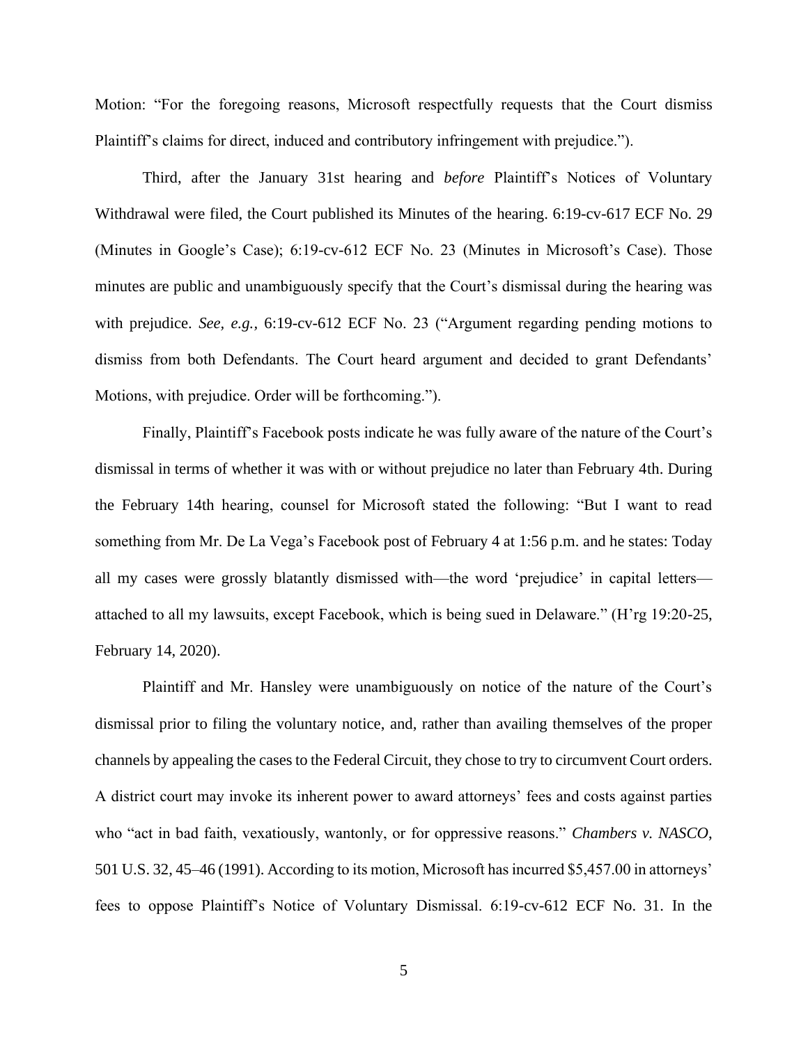Motion: "For the foregoing reasons, Microsoft respectfully requests that the Court dismiss Plaintiff's claims for direct, induced and contributory infringement with prejudice.").

Third, after the January 31st hearing and *before* Plaintiff's Notices of Voluntary Withdrawal were filed, the Court published its Minutes of the hearing. 6:19-cv-617 ECF No. 29 (Minutes in Google's Case); 6:19-cv-612 ECF No. 23 (Minutes in Microsoft's Case). Those minutes are public and unambiguously specify that the Court's dismissal during the hearing was with prejudice. *See, e.g.,* 6:19-cv-612 ECF No. 23 ("Argument regarding pending motions to dismiss from both Defendants. The Court heard argument and decided to grant Defendants' Motions, with prejudice. Order will be forthcoming.").

Finally, Plaintiff's Facebook posts indicate he was fully aware of the nature of the Court's dismissal in terms of whether it was with or without prejudice no later than February 4th. During the February 14th hearing, counsel for Microsoft stated the following: "But I want to read something from Mr. De La Vega's Facebook post of February 4 at 1:56 p.m. and he states: Today all my cases were grossly blatantly dismissed with—the word 'prejudice' in capital letters—attached to all my lawsuits, except Facebook, which is being sued in Delaware." (H'rg 19:20-25, February 14, 2020).

Plaintiff and Mr. Hansley were unambiguously on notice of the nature of the Court's dismissal prior to filing the voluntary notice, and, rather than availing themselves of the proper channels by appealing the cases to the Federal Circuit, they chose to try to circumvent Court orders. A district court may invoke its inherent power to award attorneys' fees and costs against parties who "act in bad faith, vexatiously, wantonly, or for oppressive reasons." *Chambers v. NASCO*, 501 U.S. 32, 45–46 (1991). According to its motion, Microsoft has incurred $5,457.00 in attorneys' fees to oppose Plaintiff's Notice of Voluntary Dismissal. 6:19-cv-612 ECF No. 31. In the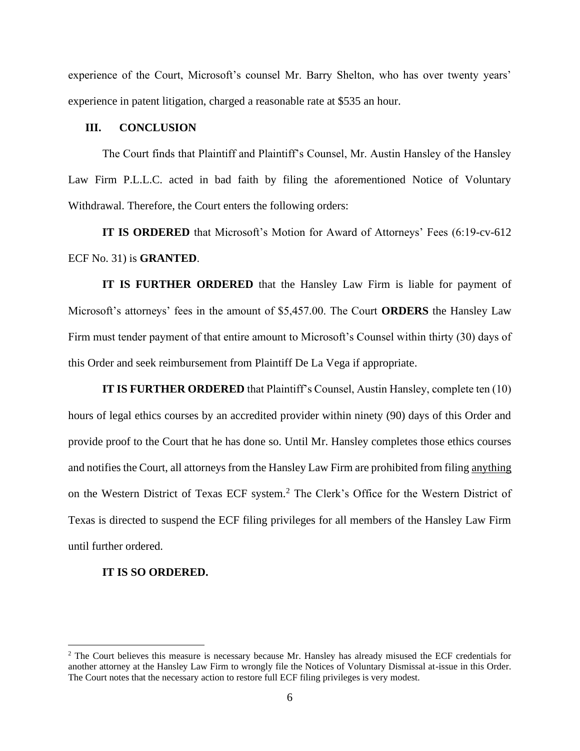experience of the Court, Microsoft's counsel Mr. Barry Shelton, who has over twenty years' experience in patent litigation, charged a reasonable rate at $535 an hour.

## III. CONCLUSION

The Court finds that Plaintiff and Plaintiff's Counsel, Mr. Austin Hansley of the Hansley Law Firm P.L.L.C. acted in bad faith by filing the aforementioned Notice of Voluntary Withdrawal. Therefore, the Court enters the following orders:

**IT IS ORDERED** that Microsoft's Motion for Award of Attorneys' Fees (6:19-cv-612 ECF No. 31) is **GRANTED**.

**IT IS FURTHER ORDERED** that the Hansley Law Firm is liable for payment of Microsoft's attorneys' fees in the amount of $5,457.00. The Court **ORDERS** the Hansley Law Firm must tender payment of that entire amount to Microsoft's Counsel within thirty (30) days of this Order and seek reimbursement from Plaintiff De La Vega if appropriate.

**IT IS FURTHER ORDERED** that Plaintiff's Counsel, Austin Hansley, complete ten (10) hours of legal ethics courses by an accredited provider within ninety (90) days of this Order and provide proof to the Court that he has done so. Until Mr. Hansley completes those ethics courses and notifies the Court, all attorneys from the Hansley Law Firm are prohibited from filing <u>anything</u> on the Western District of Texas ECF system.[2] The Clerk's Office for the Western District of Texas is directed to suspend the ECF filing privileges for all members of the Hansley Law Firm until further ordered.

**IT IS SO ORDERED.**

---

[2] The Court believes this measure is necessary because Mr. Hansley has already misused the ECF credentials for another attorney at the Hansley Law Firm to wrongly file the Notices of Voluntary Dismissal at-issue in this Order. The Court notes that the necessary action to restore full ECF filing privileges is very modest.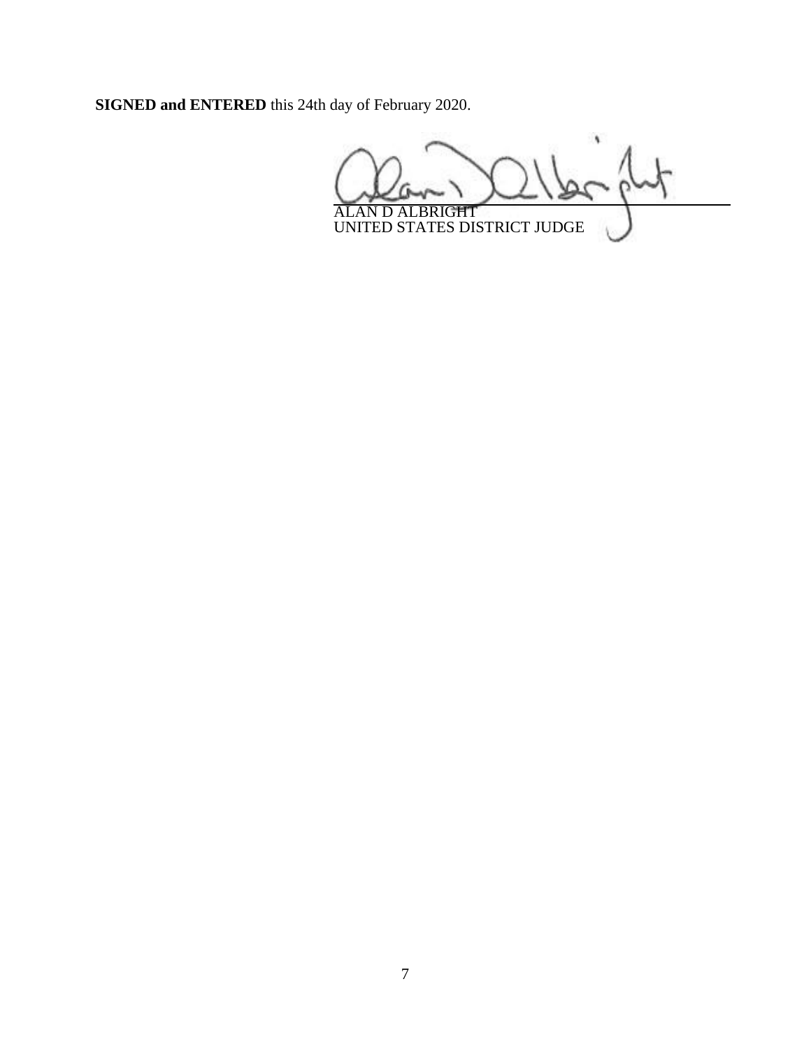**SIGNED and ENTERED** this 24th day of February 2020.

ALAN D ALBRIGHT
UNITED STATES DISTRICT JUDGE